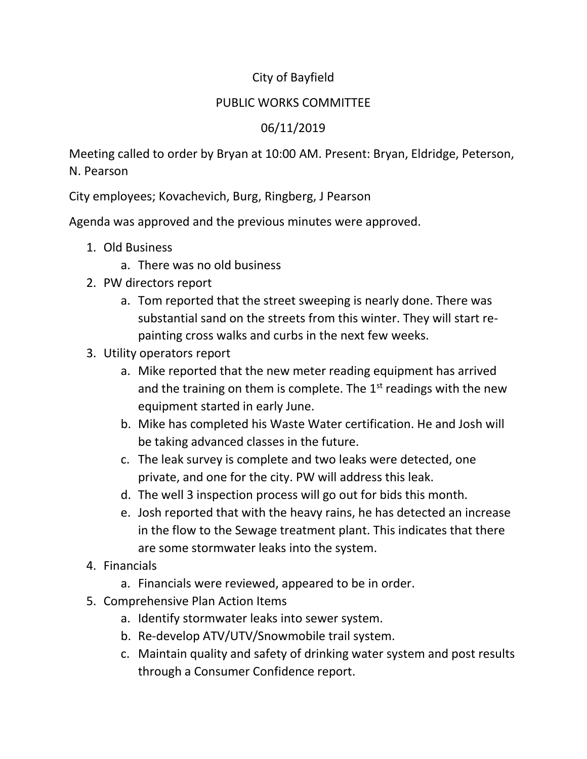# City of Bayfield

## PUBLIC WORKS COMMITTEE

## 06/11/2019

Meeting called to order by Bryan at 10:00 AM. Present: Bryan, Eldridge, Peterson, N. Pearson

City employees; Kovachevich, Burg, Ringberg, J Pearson

Agenda was approved and the previous minutes were approved.

1. Old Business
   a. There was no old business
2. PW directors report
   a. Tom reported that the street sweeping is nearly done. There was substantial sand on the streets from this winter. They will start re-painting cross walks and curbs in the next few weeks.
3. Utility operators report
   a. Mike reported that the new meter reading equipment has arrived and the training on them is complete. The 1st readings with the new equipment started in early June.
   b. Mike has completed his Waste Water certification. He and Josh will be taking advanced classes in the future.
   c. The leak survey is complete and two leaks were detected, one private, and one for the city. PW will address this leak.
   d. The well 3 inspection process will go out for bids this month.
   e. Josh reported that with the heavy rains, he has detected an increase in the flow to the Sewage treatment plant. This indicates that there are some stormwater leaks into the system.
4. Financials
   a. Financials were reviewed, appeared to be in order.
5. Comprehensive Plan Action Items
   a. Identify stormwater leaks into sewer system.
   b. Re-develop ATV/UTV/Snowmobile trail system.
   c. Maintain quality and safety of drinking water system and post results through a Consumer Confidence report.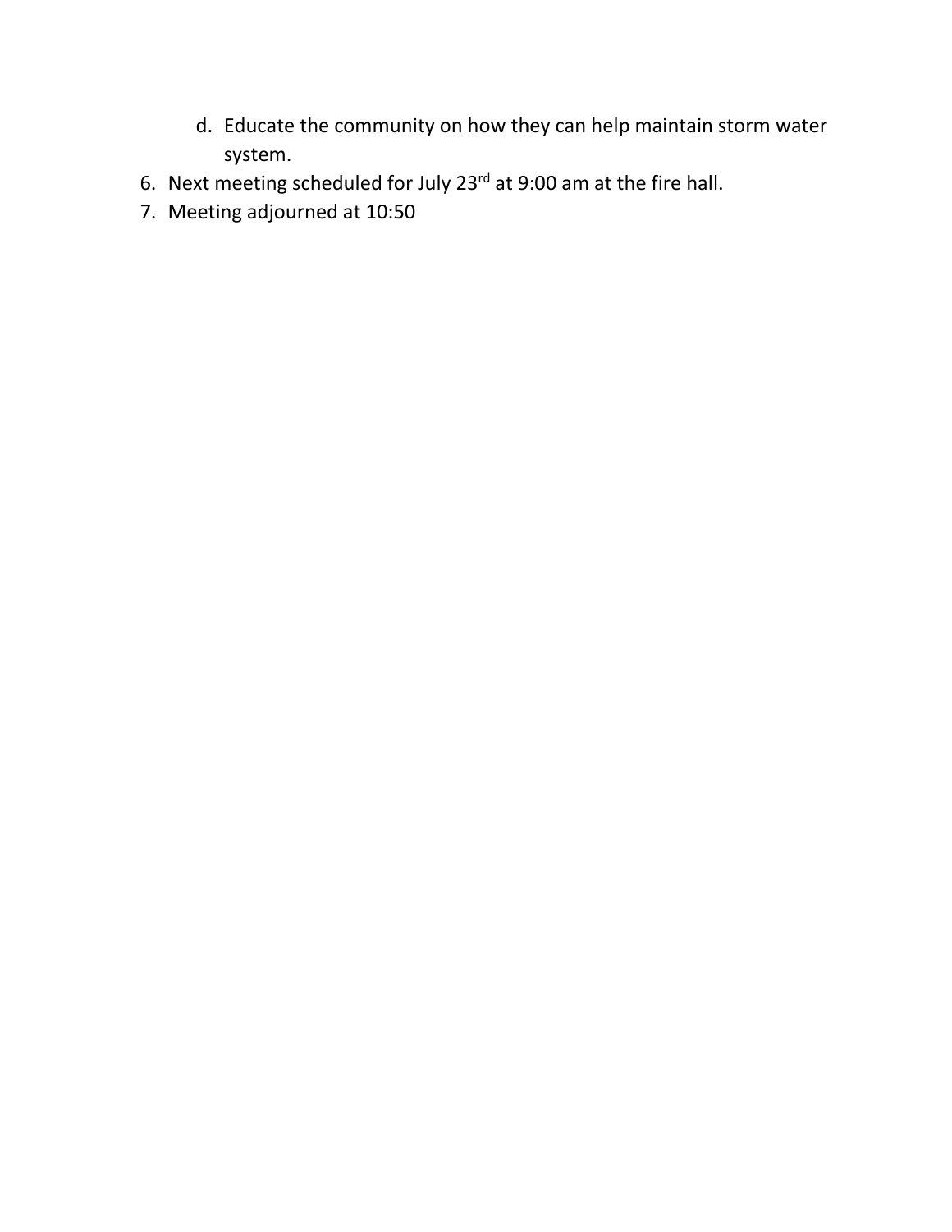d. Educate the community on how they can help maintain storm water system.

6. Next meeting scheduled for July 23rd at 9:00 am at the fire hall.
7. Meeting adjourned at 10:50